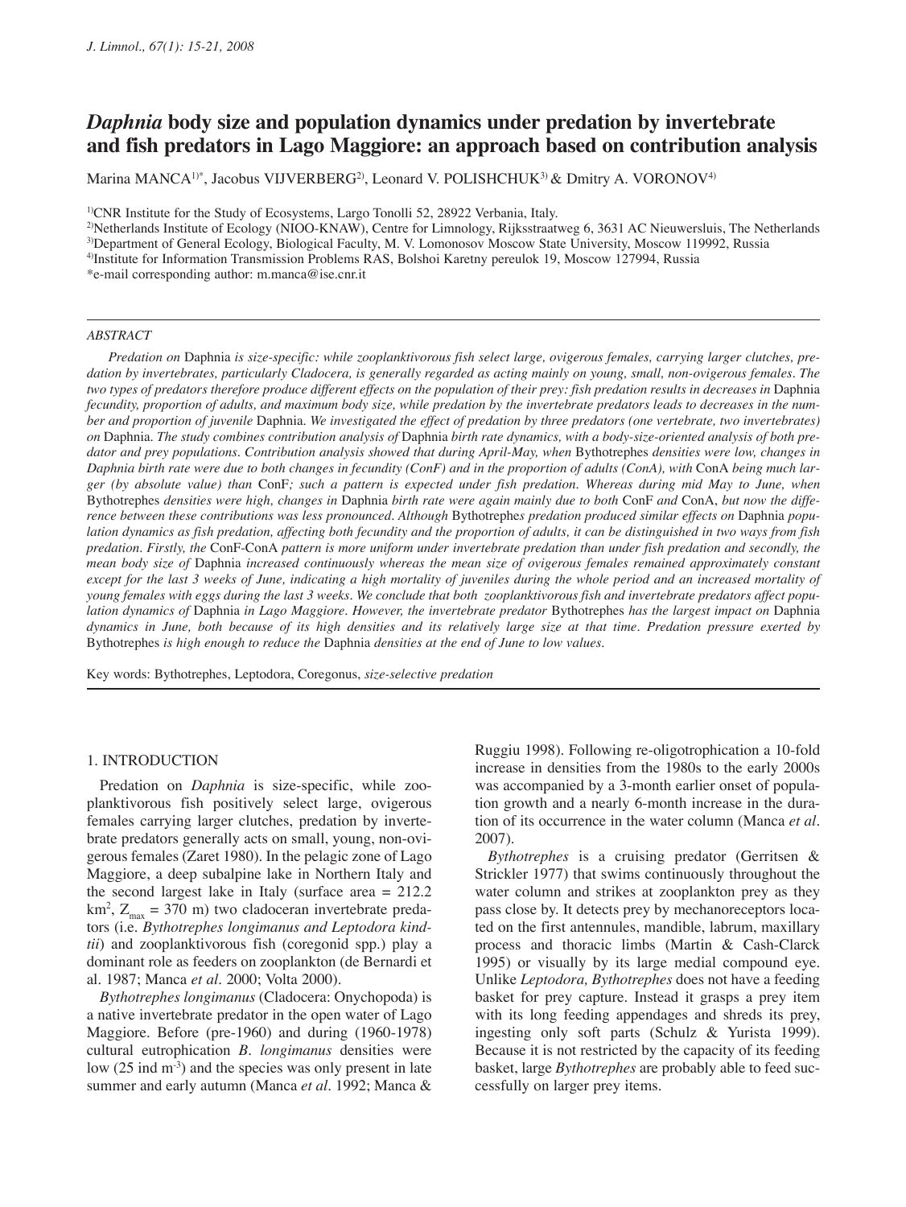# *Daphnia* body size and population dynamics under predation by invertebrate and fish predators in Lago Maggiore: an approach based on contribution analysis

Marina MANCA[1)*], Jacobus VIJVERBERG[2)], Leonard V. POLISHCHUK[3)] & Dmitry A. VORONOV[4)]

[1)]CNR Institute for the Study of Ecosystems, Largo Tonolli 52, 28922 Verbania, Italy.
[2)]Netherlands Institute of Ecology (NIOO-KNAW), Centre for Limnology, Rijksstraatweg 6, 3631 AC Nieuwersluis, The Netherlands
[3)]Department of General Ecology, Biological Faculty, M. V. Lomonosov Moscow State University, Moscow 119992, Russia
[4)]Institute for Information Transmission Problems RAS, Bolshoi Karetny pereulok 19, Moscow 127994, Russia
*e-mail corresponding author: m.manca@ise.cnr.it

## ABSTRACT

*Predation on* Daphnia *is size-specific: while zooplanktivorous fish select large, ovigerous females, carrying larger clutches, predation by invertebrates, particularly Cladocera, is generally regarded as acting mainly on young, small, non-ovigerous females. The two types of predators therefore produce different effects on the population of their prey: fish predation results in decreases in* Daphnia *fecundity, proportion of adults, and maximum body size, while predation by the invertebrate predators leads to decreases in the number and proportion of juvenile* Daphnia. *We investigated the effect of predation by three predators (one vertebrate, two invertebrates) on* Daphnia. *The study combines contribution analysis of* Daphnia *birth rate dynamics, with a body-size-oriented analysis of both predator and prey populations. Contribution analysis showed that during April-May, when* Bythotrephes *densities were low, changes in Daphnia birth rate were due to both changes in fecundity (ConF) and in the proportion of adults (ConA), with* ConA *being much larger (by absolute value) than* ConF*; such a pattern is expected under fish predation. Whereas during mid May to June, when* Bythotrephes *densities were high, changes in* Daphnia *birth rate were again mainly due to both* ConF *and* ConA, *but now the difference between these contributions was less pronounced. Although* Bythotrephe*s predation produced similar effects on* Daphnia *population dynamics as fish predation, affecting both fecundity and the proportion of adults, it can be distinguished in two ways from fish predation. Firstly, the* ConF-ConA *pattern is more uniform under invertebrate predation than under fish predation and secondly, the mean body size of* Daphnia *increased continuously whereas the mean size of ovigerous females remained approximately constant except for the last 3 weeks of June, indicating a high mortality of juveniles during the whole period and an increased mortality of young females with eggs during the last 3 weeks. We conclude that both zooplanktivorous fish and invertebrate predators affect population dynamics of* Daphnia *in Lago Maggiore. However, the invertebrate predator* Bythotrephes *has the largest impact on* Daphnia *dynamics in June, both because of its high densities and its relatively large size at that time. Predation pressure exerted by* Bythotrephes *is high enough to reduce the* Daphnia *densities at the end of June to low values.*

Key words: Bythotrephes, Leptodora, Coregonus, *size-selective predation*

## 1. INTRODUCTION

Predation on *Daphnia* is size-specific, while zooplanktivorous fish positively select large, ovigerous females carrying larger clutches, predation by invertebrate predators generally acts on small, young, non-ovigerous females (Zaret 1980). In the pelagic zone of Lago Maggiore, a deep subalpine lake in Northern Italy and the second largest lake in Italy (surface area = 212.2 km$^2$, $Z_{max}$ = 370 m) two cladoceran invertebrate predators (i.e. *Bythotrephes longimanus and Leptodora kindtii*) and zooplanktivorous fish (coregonid spp.) play a dominant role as feeders on zooplankton (de Bernardi et al. 1987; Manca *et al*. 2000; Volta 2000).

*Bythotrephes longimanus* (Cladocera: Onychopoda) is a native invertebrate predator in the open water of Lago Maggiore. Before (pre-1960) and during (1960-1978) cultural eutrophication *B. longimanus* densities were low (25 ind m$^{-3}$) and the species was only present in late summer and early autumn (Manca *et al*. 1992; Manca & Ruggiu 1998). Following re-oligotrophication a 10-fold increase in densities from the 1980s to the early 2000s was accompanied by a 3-month earlier onset of population growth and a nearly 6-month increase in the duration of its occurrence in the water column (Manca *et al*. 2007).

*Bythotrephes* is a cruising predator (Gerritsen & Strickler 1977) that swims continuously throughout the water column and strikes at zooplankton prey as they pass close by. It detects prey by mechanoreceptors located on the first antennules, mandible, labrum, maxillary process and thoracic limbs (Martin & Cash-Clarck 1995) or visually by its large medial compound eye. Unlike *Leptodora, Bythotrephes* does not have a feeding basket for prey capture. Instead it grasps a prey item with its long feeding appendages and shreds its prey, ingesting only soft parts (Schulz & Yurista 1999). Because it is not restricted by the capacity of its feeding basket, large *Bythotrephes* are probably able to feed successfully on larger prey items.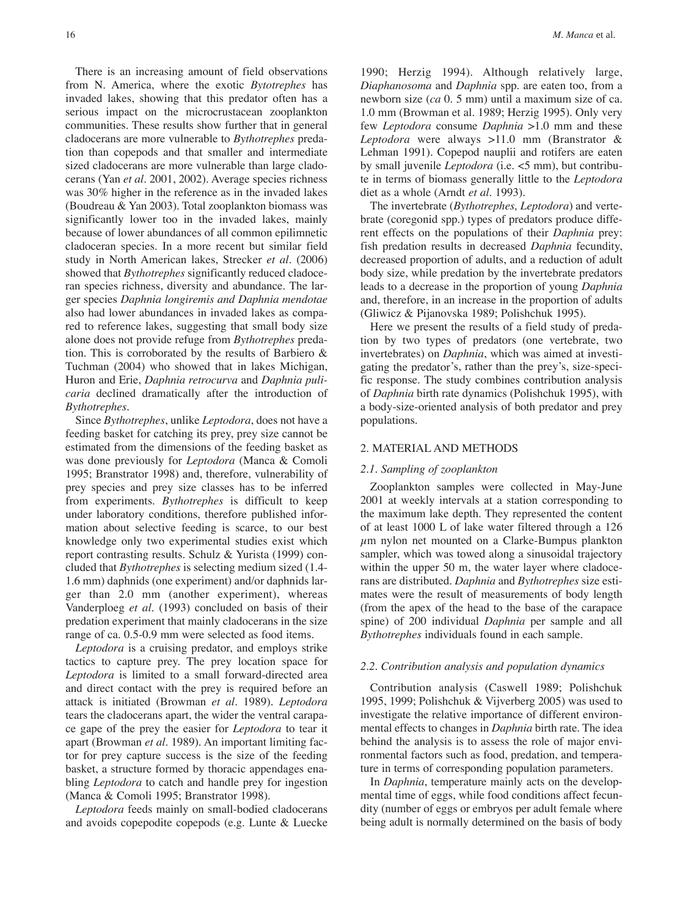There is an increasing amount of field observations from N. America, where the exotic *Bytotrephes* has invaded lakes, showing that this predator often has a serious impact on the microcrustacean zooplankton communities. These results show further that in general cladocerans are more vulnerable to *Bythotrephes* predation than copepods and that smaller and intermediate sized cladocerans are more vulnerable than large cladocerans (Yan *et al*. 2001, 2002). Average species richness was 30% higher in the reference as in the invaded lakes (Boudreau & Yan 2003). Total zooplankton biomass was significantly lower too in the invaded lakes, mainly because of lower abundances of all common epilimnetic cladoceran species. In a more recent but similar field study in North American lakes, Strecker *et al*. (2006) showed that *Bythotrephes* significantly reduced cladoceran species richness, diversity and abundance. The larger species *Daphnia longiremis and Daphnia mendotae* also had lower abundances in invaded lakes as compared to reference lakes, suggesting that small body size alone does not provide refuge from *Bythotrephes* predation. This is corroborated by the results of Barbiero & Tuchman (2004) who showed that in lakes Michigan, Huron and Erie, *Daphnia retrocurva* and *Daphnia pulicaria* declined dramatically after the introduction of *Bythotrephes*.

Since *Bythotrephes*, unlike *Leptodora*, does not have a feeding basket for catching its prey, prey size cannot be estimated from the dimensions of the feeding basket as was done previously for *Leptodora* (Manca & Comoli 1995; Branstrator 1998) and, therefore, vulnerability of prey species and prey size classes has to be inferred from experiments. *Bythotrephes* is difficult to keep under laboratory conditions, therefore published information about selective feeding is scarce, to our best knowledge only two experimental studies exist which report contrasting results. Schulz & Yurista (1999) concluded that *Bythotrephes* is selecting medium sized (1.4-1.6 mm) daphnids (one experiment) and/or daphnids larger than 2.0 mm (another experiment), whereas Vanderploeg *et al*. (1993) concluded on basis of their predation experiment that mainly cladocerans in the size range of ca. 0.5-0.9 mm were selected as food items.

*Leptodora* is a cruising predator, and employs strike tactics to capture prey. The prey location space for *Leptodora* is limited to a small forward-directed area and direct contact with the prey is required before an attack is initiated (Browman *et al*. 1989). *Leptodora* tears the cladocerans apart, the wider the ventral carapace gape of the prey the easier for *Leptodora* to tear it apart (Browman *et al*. 1989). An important limiting factor for prey capture success is the size of the feeding basket, a structure formed by thoracic appendages enabling *Leptodora* to catch and handle prey for ingestion (Manca & Comoli 1995; Branstrator 1998).

*Leptodora* feeds mainly on small-bodied cladocerans and avoids copepodite copepods (e.g. Lunte & Luecke 1990; Herzig 1994). Although relatively large, *Diaphanosoma* and *Daphnia* spp. are eaten too, from a newborn size (*ca* 0. 5 mm) until a maximum size of ca. 1.0 mm (Browman et al. 1989; Herzig 1995). Only very few *Leptodora* consume *Daphnia* >1.0 mm and these *Leptodora* were always >11.0 mm (Branstrator & Lehman 1991). Copepod nauplii and rotifers are eaten by small juvenile *Leptodora* (i.e. <5 mm), but contribute in terms of biomass generally little to the *Leptodora* diet as a whole (Arndt *et al*. 1993).

The invertebrate (*Bythotrephes, Leptodora*) and vertebrate (coregonid spp.) types of predators produce different effects on the populations of their *Daphnia* prey: fish predation results in decreased *Daphnia* fecundity, decreased proportion of adults, and a reduction of adult body size, while predation by the invertebrate predators leads to a decrease in the proportion of young *Daphnia* and, therefore, in an increase in the proportion of adults (Gliwicz & Pijanovska 1989; Polishchuk 1995).

Here we present the results of a field study of predation by two types of predators (one vertebrate, two invertebrates) on *Daphnia*, which was aimed at investigating the predator's, rather than the prey's, size-specific response. The study combines contribution analysis of *Daphnia* birth rate dynamics (Polishchuk 1995), with a body-size-oriented analysis of both predator and prey populations.

## 2. MATERIAL AND METHODS

### *2.1. Sampling of zooplankton*

Zooplankton samples were collected in May-June 2001 at weekly intervals at a station corresponding to the maximum lake depth. They represented the content of at least 1000 L of lake water filtered through a 126 $\mu$m nylon net mounted on a Clarke-Bumpus plankton sampler, which was towed along a sinusoidal trajectory within the upper 50 m, the water layer where cladocerans are distributed. *Daphnia* and *Bythotrephes* size estimates were the result of measurements of body length (from the apex of the head to the base of the carapace spine) of 200 individual *Daphnia* per sample and all *Bythotrephes* individuals found in each sample.

### *2.2. Contribution analysis and population dynamics*

Contribution analysis (Caswell 1989; Polishchuk 1995, 1999; Polishchuk & Vijverberg 2005) was used to investigate the relative importance of different environmental effects to changes in *Daphnia* birth rate. The idea behind the analysis is to assess the role of major environmental factors such as food, predation, and temperature in terms of corresponding population parameters.

In *Daphnia*, temperature mainly acts on the developmental time of eggs, while food conditions affect fecundity (number of eggs or embryos per adult female where being adult is normally determined on the basis of body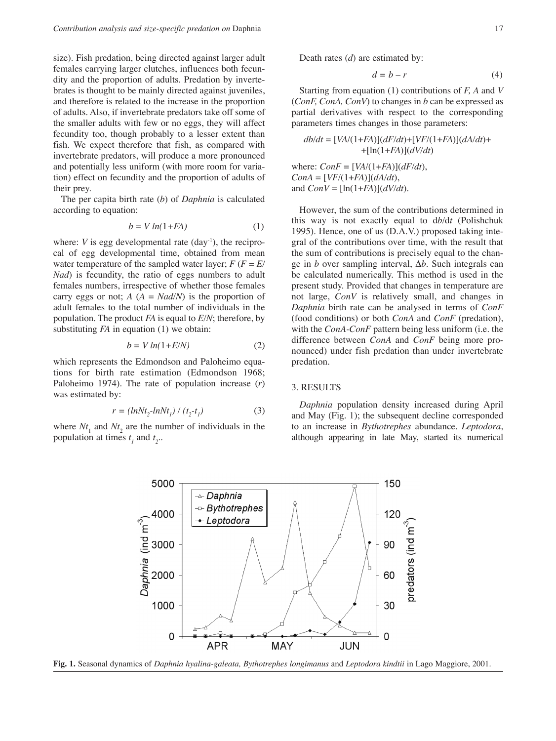size). Fish predation, being directed against larger adult females carrying larger clutches, influences both fecundity and the proportion of adults. Predation by invertebrates is thought to be mainly directed against juveniles, and therefore is related to the increase in the proportion of adults. Also, if invertebrate predators take off some of the smaller adults with few or no eggs, they will affect fecundity too, though probably to a lesser extent than fish. We expect therefore that fish, as compared with invertebrate predators, will produce a more pronounced and potentially less uniform (with more room for variation) effect on fecundity and the proportion of adults of their prey.

The per capita birth rate ($b$) of *Daphnia* is calculated according to equation:

$$b = V\ln(1+FA) \quad (1)$$

where: $V$ is egg developmental rate (day$^{-1}$), the reciprocal of egg developmental time, obtained from mean water temperature of the sampled water layer; $F$ ($F = E/Nad$) is fecundity, the ratio of eggs numbers to adult females numbers, irrespective of whether those females carry eggs or not; $A$ ($A = Nad/N$) is the proportion of adult females to the total number of individuals in the population. The product $FA$ is equal to $E/N$; therefore, by substituting $FA$ in equation (1) we obtain:

$$b = V\ln(1+E/N) \quad (2)$$

which represents the Edmondson and Paloheimo equations for birth rate estimation (Edmondson 1968; Paloheimo 1974). The rate of population increase ($r$) was estimated by:

$$r = (\ln Nt_2 - \ln Nt_1) / (t_2 - t_1) \quad (3)$$

where $Nt_1$ and $Nt_2$ are the number of individuals in the population at times $t_1$ and $t_2$..

Death rates ($d$) are estimated by:

$$d = b - r \quad (4)$$

Starting from equation (1) contributions of $F$, $A$ and $V$ (*ConF, ConA, ConV*) to changes in $b$ can be expressed as partial derivatives with respect to the corresponding parameters times changes in those parameters:

$$db/dt = [VA/(1+FA)](dF/dt) + [VF/(1+FA)](dA/dt) + [\ln(1+FA)](dV/dt)$$

where: $ConF = [VA/(1+FA)](dF/dt)$,
$ConA = [VF/(1+FA)](dA/dt)$,
and $ConV = [\ln(1+FA)](dV/dt)$.

However, the sum of the contributions determined in this way is not exactly equal to $db/dt$ (Polishchuk 1995). Hence, one of us (D.A.V.) proposed taking integral of the contributions over time, with the result that the sum of contributions is precisely equal to the change in $b$ over sampling interval, $\Delta b$. Such integrals can be calculated numerically. This method is used in the present study. Provided that changes in temperature are not large, *ConV* is relatively small, and changes in *Daphnia* birth rate can be analysed in terms of *ConF* (food conditions) or both *ConA* and *ConF* (predation), with the *ConA-ConF* pattern being less uniform (i.e. the difference between *ConA* and *ConF* being more pronounced) under fish predation than under invertebrate predation.

## 3. RESULTS

*Daphnia* population density increased during April and May (Fig. 1); the subsequent decline corresponded to an increase in *Bythotrephes* abundance. *Leptodora*, although appearing in late May, started its numerical

**Fig. 1.** Seasonal dynamics of *Daphnia hyalina-galeata, Bythotrephes longimanus* and *Leptodora kindtii* in Lago Maggiore, 2001.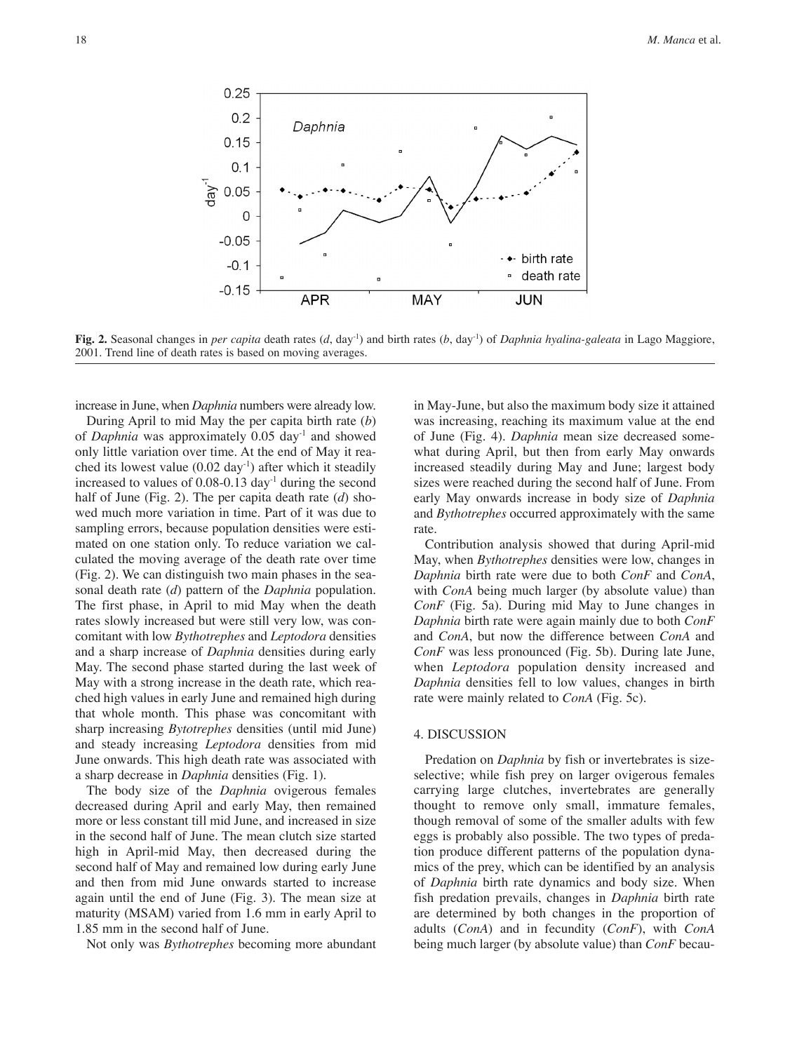**Fig. 2.** Seasonal changes in *per capita* death rates (*d*, day$^{-1}$) and birth rates (*b*, day$^{-1}$) of *Daphnia hyalina-galeata* in Lago Maggiore, 2001. Trend line of death rates is based on moving averages.

increase in June, when *Daphnia* numbers were already low.

During April to mid May the per capita birth rate (*b*) of *Daphnia* was approximately 0.05 day$^{-1}$ and showed only little variation over time. At the end of May it reached its lowest value (0.02 day$^{-1}$) after which it steadily increased to values of 0.08-0.13 day$^{-1}$ during the second half of June (Fig. 2). The per capita death rate (*d*) showed much more variation in time. Part of it was due to sampling errors, because population densities were estimated on one station only. To reduce variation we calculated the moving average of the death rate over time (Fig. 2). We can distinguish two main phases in the seasonal death rate (*d*) pattern of the *Daphnia* population. The first phase, in April to mid May when the death rates slowly increased but were still very low, was concomitant with low *Bythotrephes* and *Leptodora* densities and a sharp increase of *Daphnia* densities during early May. The second phase started during the last week of May with a strong increase in the death rate, which reached high values in early June and remained high during that whole month. This phase was concomitant with sharp increasing *Bytotrephes* densities (until mid June) and steady increasing *Leptodora* densities from mid June onwards. This high death rate was associated with a sharp decrease in *Daphnia* densities (Fig. 1).

The body size of the *Daphnia* ovigerous females decreased during April and early May, then remained more or less constant till mid June, and increased in size in the second half of June. The mean clutch size started high in April-mid May, then decreased during the second half of May and remained low during early June and then from mid June onwards started to increase again until the end of June (Fig. 3). The mean size at maturity (MSAM) varied from 1.6 mm in early April to 1.85 mm in the second half of June.

Not only was *Bythotrephes* becoming more abundant in May-June, but also the maximum body size it attained was increasing, reaching its maximum value at the end of June (Fig. 4). *Daphnia* mean size decreased somewhat during April, but then from early May onwards increased steadily during May and June; largest body sizes were reached during the second half of June. From early May onwards increase in body size of *Daphnia* and *Bythotrephes* occurred approximately with the same rate.

Contribution analysis showed that during April-mid May, when *Bythotrephes* densities were low, changes in *Daphnia* birth rate were due to both *ConF* and *ConA*, with *ConA* being much larger (by absolute value) than *ConF* (Fig. 5a). During mid May to June changes in *Daphnia* birth rate were again mainly due to both *ConF* and *ConA*, but now the difference between *ConA* and *ConF* was less pronounced (Fig. 5b). During late June, when *Leptodora* population density increased and *Daphnia* densities fell to low values, changes in birth rate were mainly related to *ConA* (Fig. 5c).

## 4. DISCUSSION

Predation on *Daphnia* by fish or invertebrates is size-selective; while fish prey on larger ovigerous females carrying large clutches, invertebrates are generally thought to remove only small, immature females, though removal of some of the smaller adults with few eggs is probably also possible. The two types of predation produce different patterns of the population dynamics of the prey, which can be identified by an analysis of *Daphnia* birth rate dynamics and body size. When fish predation prevails, changes in *Daphnia* birth rate are determined by both changes in the proportion of adults (*ConA*) and in fecundity (*ConF*), with *ConA* being much larger (by absolute value) than *ConF* becau-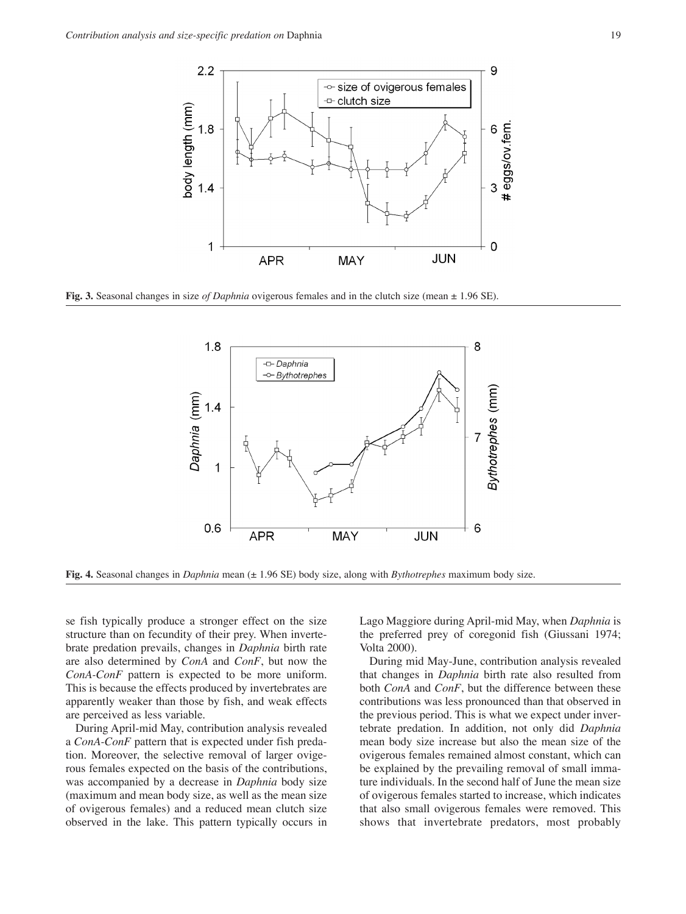**Fig. 3.** Seasonal changes in size *of Daphnia* ovigerous females and in the clutch size (mean ± 1.96 SE).

**Fig. 4.** Seasonal changes in *Daphnia* mean (± 1.96 SE) body size, along with *Bythotrephes* maximum body size.

se fish typically produce a stronger effect on the size structure than on fecundity of their prey. When invertebrate predation prevails, changes in *Daphnia* birth rate are also determined by *ConA* and *ConF*, but now the *ConA-ConF* pattern is expected to be more uniform. This is because the effects produced by invertebrates are apparently weaker than those by fish, and weak effects are perceived as less variable.

During April-mid May, contribution analysis revealed a *ConA-ConF* pattern that is expected under fish predation. Moreover, the selective removal of larger ovigerous females expected on the basis of the contributions, was accompanied by a decrease in *Daphnia* body size (maximum and mean body size, as well as the mean size of ovigerous females) and a reduced mean clutch size observed in the lake. This pattern typically occurs in Lago Maggiore during April-mid May, when *Daphnia* is the preferred prey of coregonid fish (Giussani 1974; Volta 2000).

During mid May-June, contribution analysis revealed that changes in *Daphnia* birth rate also resulted from both *ConA* and *ConF*, but the difference between these contributions was less pronounced than that observed in the previous period. This is what we expect under invertebrate predation. In addition, not only did *Daphnia* mean body size increase but also the mean size of the ovigerous females remained almost constant, which can be explained by the prevailing removal of small immature individuals. In the second half of June the mean size of ovigerous females started to increase, which indicates that also small ovigerous females were removed. This shows that invertebrate predators, most probably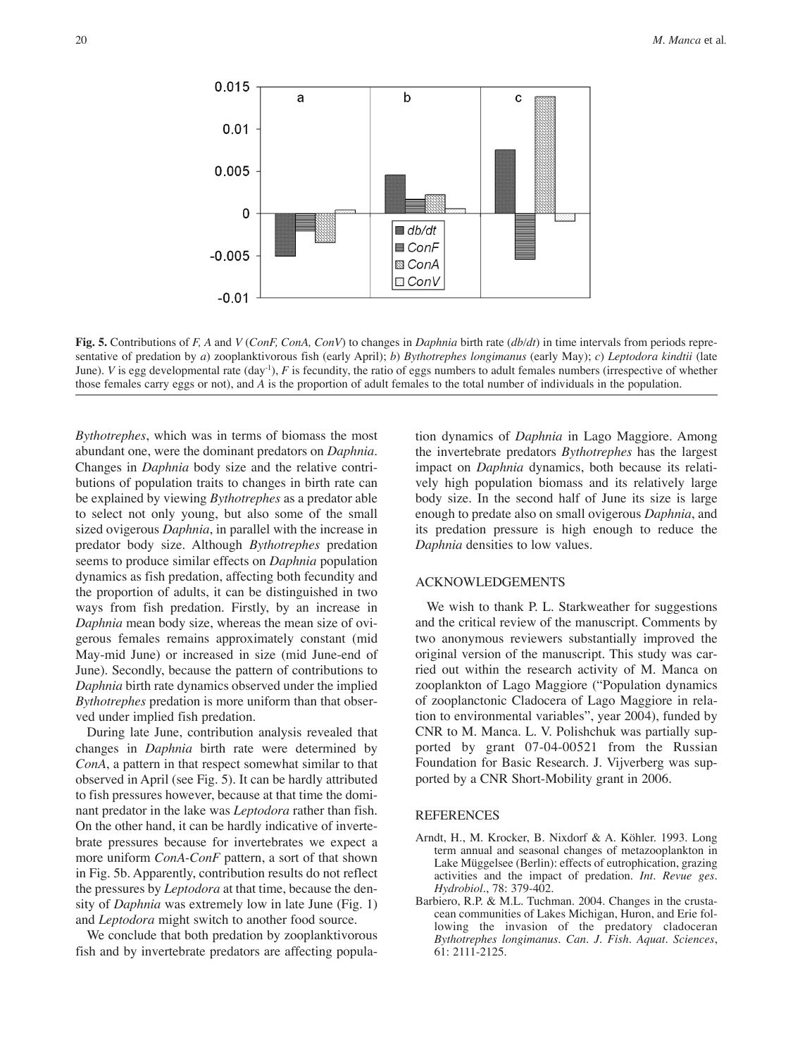0.015
0.01
0.005
0
-0.005
-0.01

a
b
c

*db/dt*
*ConF*
*ConA*
*ConV*

**Fig. 5.** Contributions of *F, A* and *V* (*ConF, ConA, ConV*) to changes in *Daphnia* birth rate (*db/dt*) in time intervals from periods representative of predation by *a*) zooplanktivorous fish (early April); *b*) *Bythotrephes longimanus* (early May); *c*) *Leptodora kindtii* (late June). *V* is egg developmental rate (day$^{-1}$), *F* is fecundity, the ratio of eggs numbers to adult females numbers (irrespective of whether those females carry eggs or not), and *A* is the proportion of adult females to the total number of individuals in the population.

*Bythotrephes*, which was in terms of biomass the most abundant one, were the dominant predators on *Daphnia*. Changes in *Daphnia* body size and the relative contributions of population traits to changes in birth rate can be explained by viewing *Bythotrephes* as a predator able to select not only young, but also some of the small sized ovigerous *Daphnia*, in parallel with the increase in predator body size. Although *Bythotrephes* predation seems to produce similar effects on *Daphnia* population dynamics as fish predation, affecting both fecundity and the proportion of adults, it can be distinguished in two ways from fish predation. Firstly, by an increase in *Daphnia* mean body size, whereas the mean size of ovigerous females remains approximately constant (mid May-mid June) or increased in size (mid June-end of June). Secondly, because the pattern of contributions to *Daphnia* birth rate dynamics observed under the implied *Bythotrephes* predation is more uniform than that observed under implied fish predation.

During late June, contribution analysis revealed that changes in *Daphnia* birth rate were determined by *ConA*, a pattern in that respect somewhat similar to that observed in April (see Fig. 5). It can be hardly attributed to fish pressures however, because at that time the dominant predator in the lake was *Leptodora* rather than fish. On the other hand, it can be hardly indicative of invertebrate pressures because for invertebrates we expect a more uniform *ConA-ConF* pattern, a sort of that shown in Fig. 5b. Apparently, contribution results do not reflect the pressures by *Leptodora* at that time, because the density of *Daphnia* was extremely low in late June (Fig. 1) and *Leptodora* might switch to another food source.

We conclude that both predation by zooplanktivorous fish and by invertebrate predators are affecting population dynamics of *Daphnia* in Lago Maggiore. Among the invertebrate predators *Bythotrephes* has the largest impact on *Daphnia* dynamics, both because its relatively high population biomass and its relatively large body size. In the second half of June its size is large enough to predate also on small ovigerous *Daphnia*, and its predation pressure is high enough to reduce the *Daphnia* densities to low values.

## ACKNOWLEDGEMENTS

We wish to thank P. L. Starkweather for suggestions and the critical review of the manuscript. Comments by two anonymous reviewers substantially improved the original version of the manuscript. This study was carried out within the research activity of M. Manca on zooplankton of Lago Maggiore ("Population dynamics of zooplanctonic Cladocera of Lago Maggiore in relation to environmental variables", year 2004), funded by CNR to M. Manca. L. V. Polishchuk was partially supported by grant 07-04-00521 from the Russian Foundation for Basic Research. J. Vijverberg was supported by a CNR Short-Mobility grant in 2006.

## REFERENCES

- Arndt, H., M. Krocker, B. Nixdorf & A. Köhler. 1993. Long term annual and seasonal changes of metazooplankton in Lake Müggelsee (Berlin): effects of eutrophication, grazing activities and the impact of predation. *Int. Revue ges. Hydrobiol.*, 78: 379-402.
- Barbiero, R.P. & M.L. Tuchman. 2004. Changes in the crustacean communities of Lakes Michigan, Huron, and Erie following the invasion of the predatory cladoceran *Bythotrephes longimanus*. *Can. J. Fish. Aquat. Sciences*, 61: 2111-2125.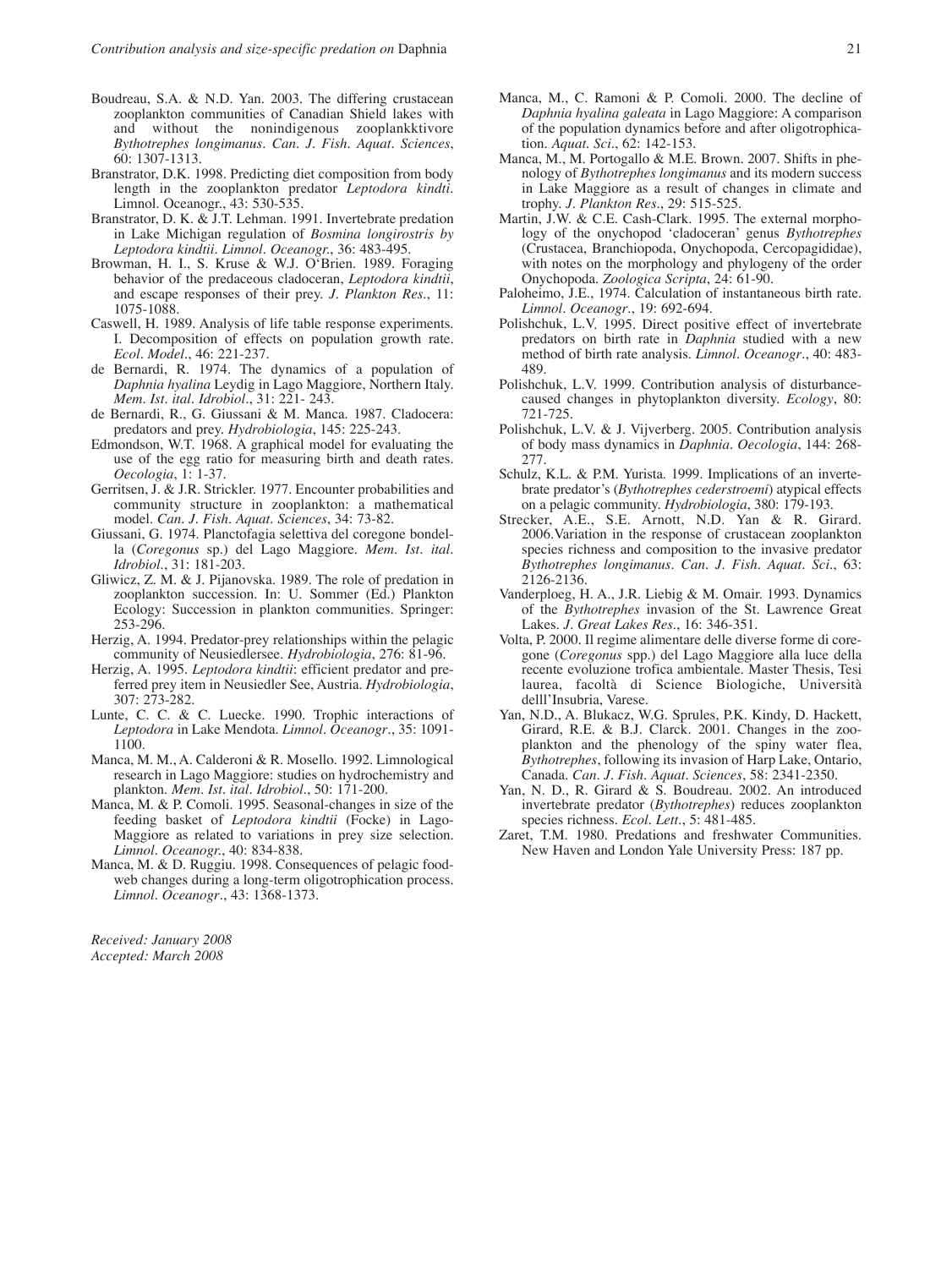Boudreau, S.A. & N.D. Yan. 2003. The differing crustacean zooplankton communities of Canadian Shield lakes with and without the nonindigenous zooplankktivore *Bythotrephes longimanus*. *Can. J. Fish. Aquat. Sciences*, 60: 1307-1313.

Branstrator, D.K. 1998. Predicting diet composition from body length in the zooplankton predator *Leptodora kindti*. Limnol. Oceanogr., 43: 530-535.

Branstrator, D. K. & J.T. Lehman. 1991. Invertebrate predation in Lake Michigan regulation of *Bosmina longirostris by Leptodora kindtii*. *Limnol. Oceanogr.*, 36: 483-495.

Browman, H. I., S. Kruse & W.J. O'Brien. 1989. Foraging behavior of the predaceous cladoceran, *Leptodora kindtii*, and escape responses of their prey. *J. Plankton Res.*, 11: 1075-1088.

Caswell, H. 1989. Analysis of life table response experiments. I. Decomposition of effects on population growth rate. *Ecol. Model.*, 46: 221-237.

de Bernardi, R. 1974. The dynamics of a population of *Daphnia hyalina* Leydig in Lago Maggiore, Northern Italy. *Mem. Ist. ital. Idrobiol.*, 31: 221- 243.

de Bernardi, R., G. Giussani & M. Manca. 1987. Cladocera: predators and prey. *Hydrobiologia*, 145: 225-243.

Edmondson, W.T. 1968. A graphical model for evaluating the use of the egg ratio for measuring birth and death rates. *Oecologia*, 1: 1-37.

Gerritsen, J. & J.R. Strickler. 1977. Encounter probabilities and community structure in zooplankton: a mathematical model. *Can. J. Fish. Aquat. Sciences*, 34: 73-82.

Giussani, G. 1974. Planctofagia selettiva del coregone bondella (*Coregonus* sp.) del Lago Maggiore. *Mem. Ist. ital. Idrobiol.*, 31: 181-203.

Gliwicz, Z. M. & J. Pijanovska. 1989. The role of predation in zooplankton succession. In: U. Sommer (Ed.) Plankton Ecology: Succession in plankton communities. Springer: 253-296.

Herzig, A. 1994. Predator-prey relationships within the pelagic community of Neusiedlersee. *Hydrobiologia*, 276: 81-96.

Herzig, A. 1995. *Leptodora kindtii*: efficient predator and preferred prey item in Neusiedler See, Austria. *Hydrobiologia*, 307: 273-282.

Lunte, C. C. & C. Luecke. 1990. Trophic interactions of *Leptodora* in Lake Mendota. *Limnol. Oceanogr.*, 35: 1091-1100.

Manca, M. M., A. Calderoni & R. Mosello. 1992. Limnological research in Lago Maggiore: studies on hydrochemistry and plankton. *Mem. Ist. ital. Idrobiol.*, 50: 171-200.

Manca, M. & P. Comoli. 1995. Seasonal-changes in size of the feeding basket of *Leptodora kindtii* (Focke) in Lago-Maggiore as related to variations in prey size selection. *Limnol. Oceanogr.*, 40: 834-838.

Manca, M. & D. Ruggiu. 1998. Consequences of pelagic food-web changes during a long-term oligotrophication process. *Limnol. Oceanogr.*, 43: 1368-1373.

Manca, M., C. Ramoni & P. Comoli. 2000. The decline of *Daphnia hyalina galeata* in Lago Maggiore: A comparison of the population dynamics before and after oligotrophication. *Aquat. Sci.*, 62: 142-153.

Manca, M., M. Portogallo & M.E. Brown. 2007. Shifts in phenology of *Bythotrephes longimanus* and its modern success in Lake Maggiore as a result of changes in climate and trophy. *J. Plankton Res.*, 29: 515-525.

Martin, J.W. & C.E. Cash-Clark. 1995. The external morphology of the onychopod 'cladoceran' genus *Bythotrephes* (Crustacea, Branchiopoda, Onychopoda, Cercopagididae), with notes on the morphology and phylogeny of the order Onychopoda. *Zoologica Scripta*, 24: 61-90.

Paloheimo, J.E., 1974. Calculation of instantaneous birth rate. *Limnol. Oceanogr.*, 19: 692-694.

Polishchuk, L.V. 1995. Direct positive effect of invertebrate predators on birth rate in *Daphnia* studied with a new method of birth rate analysis. *Limnol. Oceanogr.*, 40: 483-489.

Polishchuk, L.V. 1999. Contribution analysis of disturbance-caused changes in phytoplankton diversity. *Ecology*, 80: 721-725.

Polishchuk, L.V. & J. Vijverberg. 2005. Contribution analysis of body mass dynamics in *Daphnia*. *Oecologia*, 144: 268-277.

Schulz, K.L. & P.M. Yurista. 1999. Implications of an invertebrate predator's (*Bythotrephes cederstroemi*) atypical effects on a pelagic community. *Hydrobiologia*, 380: 179-193.

Strecker, A.E., S.E. Arnott, N.D. Yan & R. Girard. 2006.Variation in the response of crustacean zooplankton species richness and composition to the invasive predator *Bythotrephes longimanus*. *Can. J. Fish. Aquat. Sci.*, 63: 2126-2136.

Vanderploeg, H. A., J.R. Liebig & M. Omair. 1993. Dynamics of the *Bythotrephes* invasion of the St. Lawrence Great Lakes. *J. Great Lakes Res.*, 16: 346-351.

Volta, P. 2000. Il regime alimentare delle diverse forme di coregone (*Coregonus* spp.) del Lago Maggiore alla luce della recente evoluzione trofica ambientale. Master Thesis, Tesi laurea, facoltà di Science Biologiche, Università delll'Insubria, Varese.

Yan, N.D., A. Blukacz, W.G. Sprules, P.K. Kindy, D. Hackett, Girard, R.E. & B.J. Clarck. 2001. Changes in the zooplankton and the phenology of the spiny water flea, *Bythotrephes*, following its invasion of Harp Lake, Ontario, Canada. *Can. J. Fish. Aquat. Sciences*, 58: 2341-2350.

Yan, N. D., R. Girard & S. Boudreau. 2002. An introduced invertebrate predator (*Bythotrephes*) reduces zooplankton species richness. *Ecol. Lett.*, 5: 481-485.

Zaret, T.M. 1980. Predations and freshwater Communities. New Haven and London Yale University Press: 187 pp.

*Received: January 2008*
*Accepted: March 2008*